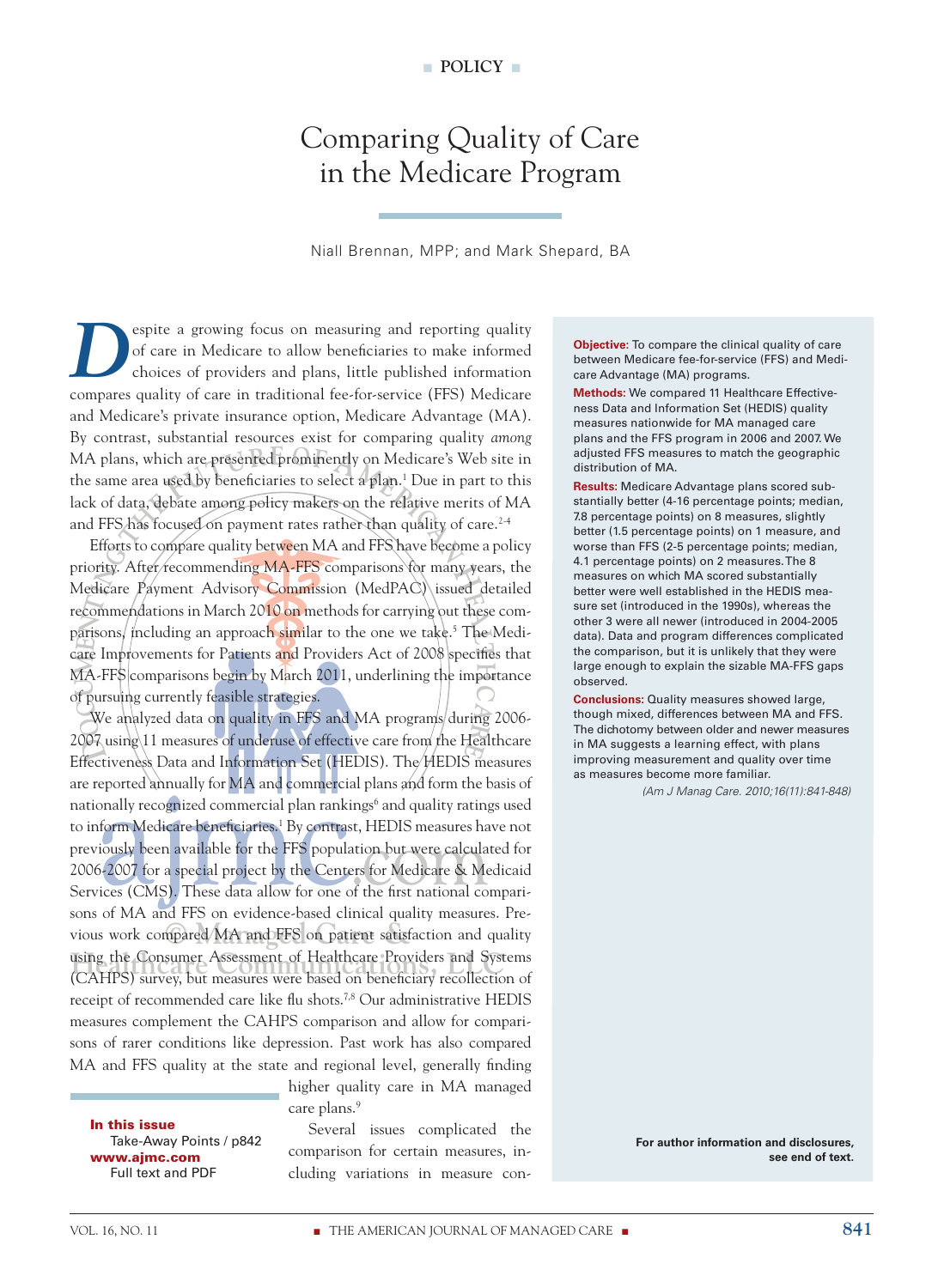POLICY

# Comparing Quality of Care in the Medicare Program

Niall Brennan, MPP; and Mark Shepard, BA

**Objective:** To compare the clinical quality of care between Medicare fee-for-service (FFS) and Medicare Advantage (MA) programs.

**Methods:** We compared 11 Healthcare Effectiveness Data and Information Set (HEDIS) quality measures nationwide for MA managed care plans and the FFS program in 2006 and 2007. We adjusted FFS measures to match the geographic distribution of MA.

**Results:** Medicare Advantage plans scored substantially better (4-16 percentage points; median, 7.8 percentage points) on 8 measures, slightly better (1.5 percentage points) on 1 measure, and worse than FFS (2-5 percentage points; median, 4.1 percentage points) on 2 measures. The 8 measures on which MA scored substantially better were well established in the HEDIS measure set (introduced in the 1990s), whereas the other 3 were all newer (introduced in 2004-2005 data). Data and program differences complicated the comparison, but it is unlikely that they were large enough to explain the sizable MA-FFS gaps observed.

**Conclusions:** Quality measures showed large, though mixed, differences between MA and FFS. The dichotomy between older and newer measures in MA suggests a learning effect, with plans improving measurement and quality over time as measures become more familiar.

*(Am J Manag Care. 2010;16(11):841-848)*

For author information and disclosures, see end of text.

Despite a growing focus on measuring and reporting quality of care in Medicare to allow beneficiaries to make informed choices of providers and plans, little published information compares quality of care in traditional fee-for-service (FFS) Medicare and Medicare's private insurance option, Medicare Advantage (MA). By contrast, substantial resources exist for comparing quality *among* MA plans, which are presented prominently on Medicare's Web site in the same area used by beneficiaries to select a plan.[1] Due in part to this lack of data, debate among policy makers on the relative merits of MA and FFS has focused on payment rates rather than quality of care.[2-4]

Efforts to compare quality between MA and FFS have become a policy priority. After recommending MA-FFS comparisons for many years, the Medicare Payment Advisory Commission (MedPAC) issued detailed recommendations in March 2010 on methods for carrying out these comparisons, including an approach similar to the one we take.[5] The Medicare Improvements for Patients and Providers Act of 2008 specifies that MA-FFS comparisons begin by March 2011, underlining the importance of pursuing currently feasible strategies.

We analyzed data on quality in FFS and MA programs during 2006-2007 using 11 measures of underuse of effective care from the Healthcare Effectiveness Data and Information Set (HEDIS). The HEDIS measures are reported annually for MA and commercial plans and form the basis of nationally recognized commercial plan rankings[6] and quality ratings used to inform Medicare beneficiaries.[1] By contrast, HEDIS measures have not previously been available for the FFS population but were calculated for 2006-2007 for a special project by the Centers for Medicare & Medicaid Services (CMS). These data allow for one of the first national comparisons of MA and FFS on evidence-based clinical quality measures. Previous work compared MA and FFS on patient satisfaction and quality using the Consumer Assessment of Healthcare Providers and Systems (CAHPS) survey, but measures were based on beneficiary recollection of receipt of recommended care like flu shots.[7,8] Our administrative HEDIS measures complement the CAHPS comparison and allow for comparisons of rarer conditions like depression. Past work has also compared MA and FFS quality at the state and regional level, generally finding higher quality care in MA managed care plans.[9]

Several issues complicated the comparison for certain measures, including variations in measure con-

**In this issue**
Take-Away Points / p842
**www.ajmc.com**
Full text and PDF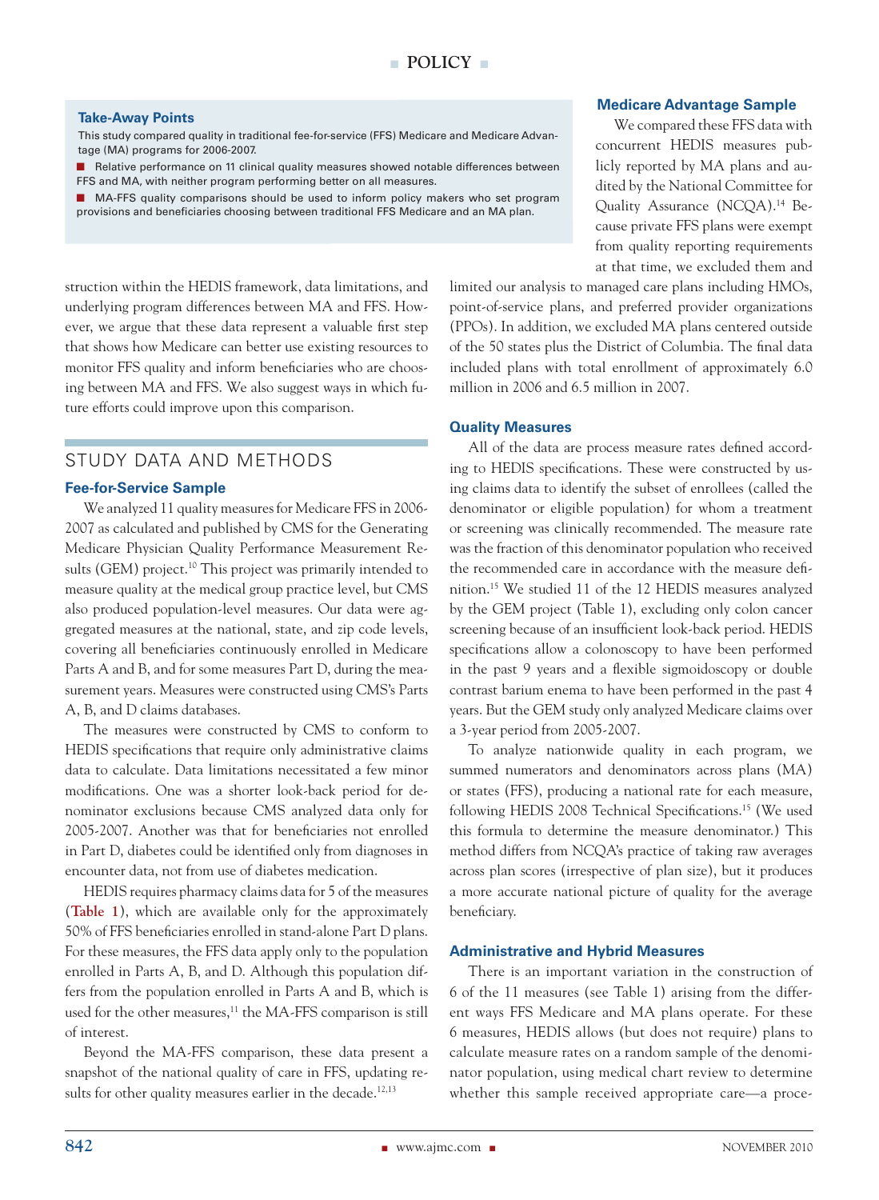### Take-Away Points

This study compared quality in traditional fee-for-service (FFS) Medicare and Medicare Advantage (MA) programs for 2006-2007.

- Relative performance on 11 clinical quality measures showed notable differences between FFS and MA, with neither program performing better on all measures.
- MA-FFS quality comparisons should be used to inform policy makers who set program provisions and beneficiaries choosing between traditional FFS Medicare and an MA plan.

struction within the HEDIS framework, data limitations, and underlying program differences between MA and FFS. However, we argue that these data represent a valuable first step that shows how Medicare can better use existing resources to monitor FFS quality and inform beneficiaries who are choosing between MA and FFS. We also suggest ways in which future efforts could improve upon this comparison.

## STUDY DATA AND METHODS

### Fee-for-Service Sample

We analyzed 11 quality measures for Medicare FFS in 2006-2007 as calculated and published by CMS for the Generating Medicare Physician Quality Performance Measurement Results (GEM) project.[10] This project was primarily intended to measure quality at the medical group practice level, but CMS also produced population-level measures. Our data were aggregated measures at the national, state, and zip code levels, covering all beneficiaries continuously enrolled in Medicare Parts A and B, and for some measures Part D, during the measurement years. Measures were constructed using CMS's Parts A, B, and D claims databases.

The measures were constructed by CMS to conform to HEDIS specifications that require only administrative claims data to calculate. Data limitations necessitated a few minor modifications. One was a shorter look-back period for denominator exclusions because CMS analyzed data only for 2005-2007. Another was that for beneficiaries not enrolled in Part D, diabetes could be identified only from diagnoses in encounter data, not from use of diabetes medication.

HEDIS requires pharmacy claims data for 5 of the measures (Table 1), which are available only for the approximately 50% of FFS beneficiaries enrolled in stand-alone Part D plans. For these measures, the FFS data apply only to the population enrolled in Parts A, B, and D. Although this population differs from the population enrolled in Parts A and B, which is used for the other measures,[11] the MA-FFS comparison is still of interest.

Beyond the MA-FFS comparison, these data present a snapshot of the national quality of care in FFS, updating results for other quality measures earlier in the decade.[12,13]

### Medicare Advantage Sample

We compared these FFS data with concurrent HEDIS measures publicly reported by MA plans and audited by the National Committee for Quality Assurance (NCQA).[14] Because private FFS plans were exempt from quality reporting requirements at that time, we excluded them and limited our analysis to managed care plans including HMOs, point-of-service plans, and preferred provider organizations (PPOs). In addition, we excluded MA plans centered outside of the 50 states plus the District of Columbia. The final data included plans with total enrollment of approximately 6.0 million in 2006 and 6.5 million in 2007.

### Quality Measures

All of the data are process measure rates defined according to HEDIS specifications. These were constructed by using claims data to identify the subset of enrollees (called the denominator or eligible population) for whom a treatment or screening was clinically recommended. The measure rate was the fraction of this denominator population who received the recommended care in accordance with the measure definition.[15] We studied 11 of the 12 HEDIS measures analyzed by the GEM project (Table 1), excluding only colon cancer screening because of an insufficient look-back period. HEDIS specifications allow a colonoscopy to have been performed in the past 9 years and a flexible sigmoidoscopy or double contrast barium enema to have been performed in the past 4 years. But the GEM study only analyzed Medicare claims over a 3-year period from 2005-2007.

To analyze nationwide quality in each program, we summed numerators and denominators across plans (MA) or states (FFS), producing a national rate for each measure, following HEDIS 2008 Technical Specifications.[15] (We used this formula to determine the measure denominator.) This method differs from NCQA's practice of taking raw averages across plan scores (irrespective of plan size), but it produces a more accurate national picture of quality for the average beneficiary.

### Administrative and Hybrid Measures

There is an important variation in the construction of 6 of the 11 measures (see Table 1) arising from the different ways FFS Medicare and MA plans operate. For these 6 measures, HEDIS allows (but does not require) plans to calculate measure rates on a random sample of the denominator population, using medical chart review to determine whether this sample received appropriate care—a proce-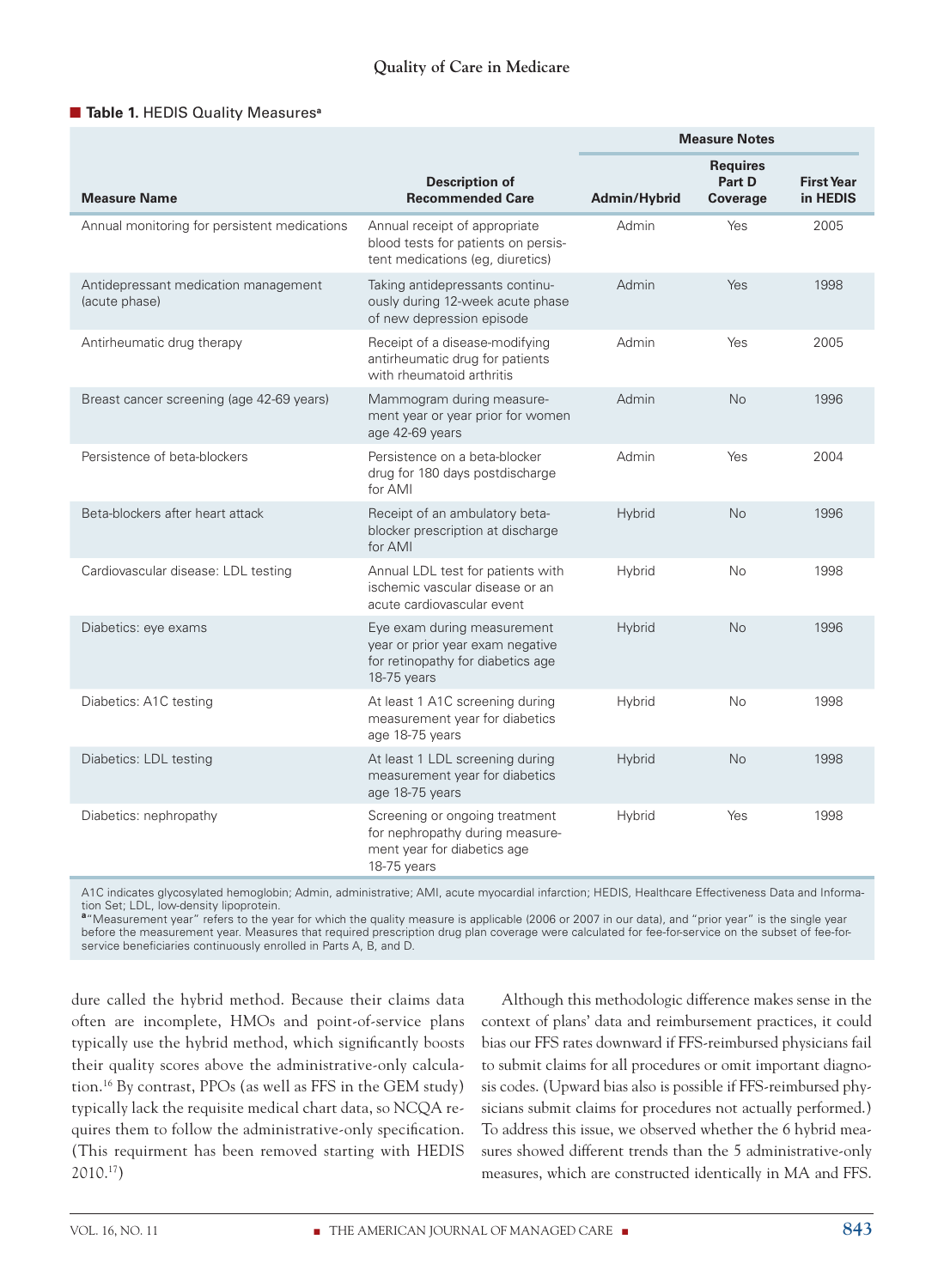**Table 1.** HEDIS Quality Measures[a]

| Measure Name | Description of Recommended Care | Measure Notes | | |
|---|---|---|---|---|
| | | Admin/Hybrid | Requires Part D Coverage | First Year in HEDIS |
| Annual monitoring for persistent medications | Annual receipt of appropriate blood tests for patients on persistent medications (eg, diuretics) | Admin | Yes | 2005 |
| Antidepressant medication management (acute phase) | Taking antidepressants continuously during 12-week acute phase of new depression episode | Admin | Yes | 1998 |
| Antirheumatic drug therapy | Receipt of a disease-modifying antirheumatic drug for patients with rheumatoid arthritis | Admin | Yes | 2005 |
| Breast cancer screening (age 42-69 years) | Mammogram during measurement year or year prior for women age 42-69 years | Admin | No | 1996 |
| Persistence of beta-blockers | Persistence on a beta-blocker drug for 180 days postdischarge for AMI | Admin | Yes | 2004 |
| Beta-blockers after heart attack | Receipt of an ambulatory beta-blocker prescription at discharge for AMI | Hybrid | No | 1996 |
| Cardiovascular disease: LDL testing | Annual LDL test for patients with ischemic vascular disease or an acute cardiovascular event | Hybrid | No | 1998 |
| Diabetics: eye exams | Eye exam during measurement year or prior year exam negative for retinopathy for diabetics age 18-75 years | Hybrid | No | 1996 |
| Diabetics: A1C testing | At least 1 A1C screening during measurement year for diabetics age 18-75 years | Hybrid | No | 1998 |
| Diabetics: LDL testing | At least 1 LDL screening during measurement year for diabetics age 18-75 years | Hybrid | No | 1998 |
| Diabetics: nephropathy | Screening or ongoing treatment for nephropathy during measurement year for diabetics age 18-75 years | Hybrid | Yes | 1998 |

A1C indicates glycosylated hemoglobin; Admin, administrative; AMI, acute myocardial infarction; HEDIS, Healthcare Effectiveness Data and Information Set; LDL, low-density lipoprotein.
[a]"Measurement year" refers to the year for which the quality measure is applicable (2006 or 2007 in our data), and "prior year" is the single year before the measurement year. Measures that required prescription drug plan coverage were calculated for fee-for-service on the subset of fee-for-service beneficiaries continuously enrolled in Parts A, B, and D.

dure called the hybrid method. Because their claims data often are incomplete, HMOs and point-of-service plans typically use the hybrid method, which significantly boosts their quality scores above the administrative-only calculation.[16] By contrast, PPOs (as well as FFS in the GEM study) typically lack the requisite medical chart data, so NCQA requires them to follow the administrative-only specification. (This requirment has been removed starting with HEDIS 2010.[17])

Although this methodologic difference makes sense in the context of plans' data and reimbursement practices, it could bias our FFS rates downward if FFS-reimbursed physicians fail to submit claims for all procedures or omit important diagnosis codes. (Upward bias also is possible if FFS-reimbursed physicians submit claims for procedures not actually performed.) To address this issue, we observed whether the 6 hybrid measures showed different trends than the 5 administrative-only measures, which are constructed identically in MA and FFS.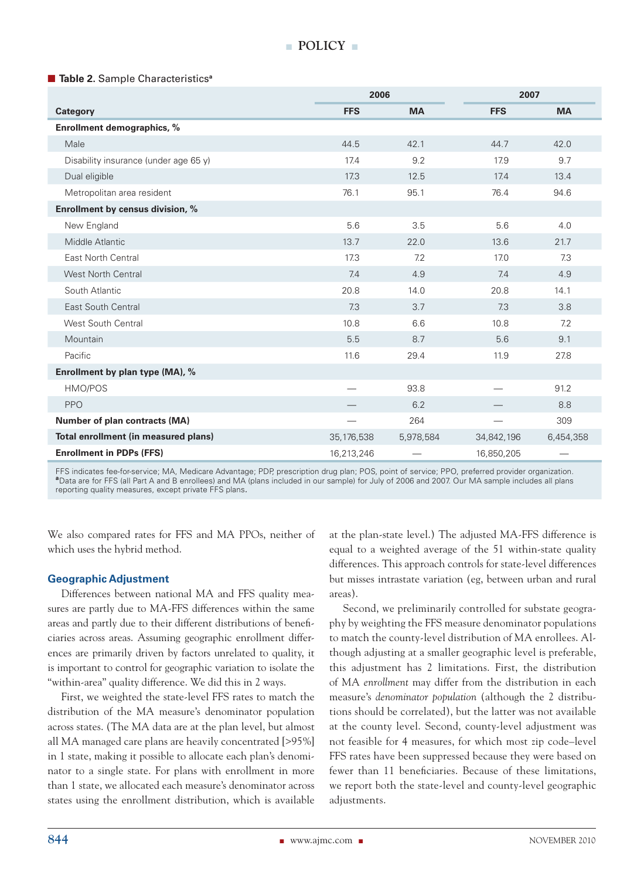**Table 2.** Sample Characteristics[a]

| Category | 2006 | | 2007 | |
|---|---|---|---|---|
| | FFS | MA | FFS | MA |
| **Enrollment demographics, %** | | | | |
| Male | 44.5 | 42.1 | 44.7 | 42.0 |
| Disability insurance (under age 65 y) | 17.4 | 9.2 | 17.9 | 9.7 |
| Dual eligible | 17.3 | 12.5 | 17.4 | 13.4 |
| Metropolitan area resident | 76.1 | 95.1 | 76.4 | 94.6 |
| **Enrollment by census division, %** | | | | |
| New England | 5.6 | 3.5 | 5.6 | 4.0 |
| Middle Atlantic | 13.7 | 22.0 | 13.6 | 21.7 |
| East North Central | 17.3 | 7.2 | 17.0 | 7.3 |
| West North Central | 7.4 | 4.9 | 7.4 | 4.9 |
| South Atlantic | 20.8 | 14.0 | 20.8 | 14.1 |
| East South Central | 7.3 | 3.7 | 7.3 | 3.8 |
| West South Central | 10.8 | 6.6 | 10.8 | 7.2 |
| Mountain | 5.5 | 8.7 | 5.6 | 9.1 |
| Pacific | 11.6 | 29.4 | 11.9 | 27.8 |
| **Enrollment by plan type (MA), %** | | | | |
| HMO/POS | — | 93.8 | — | 91.2 |
| PPO | — | 6.2 | — | 8.8 |
| **Number of plan contracts (MA)** | — | 264 | — | 309 |
| **Total enrollment (in measured plans)** | 35,176,538 | 5,978,584 | 34,842,196 | 6,454,358 |
| **Enrollment in PDPs (FFS)** | 16,213,246 | — | 16,850,205 | — |

FFS indicates fee-for-service; MA, Medicare Advantage; PDP, prescription drug plan; POS, point of service; PPO, preferred provider organization.
[a]Data are for FFS (all Part A and B enrollees) and MA (plans included in our sample) for July of 2006 and 2007. Our MA sample includes all plans reporting quality measures, except private FFS plans.

We also compared rates for FFS and MA PPOs, neither of which uses the hybrid method.

### Geographic Adjustment

Differences between national MA and FFS quality measures are partly due to MA-FFS differences within the same areas and partly due to their different distributions of beneficiaries across areas. Assuming geographic enrollment differences are primarily driven by factors unrelated to quality, it is important to control for geographic variation to isolate the "within-area" quality difference. We did this in 2 ways.

First, we weighted the state-level FFS rates to match the distribution of the MA measure's denominator population across states. (The MA data are at the plan level, but almost all MA managed care plans are heavily concentrated [>95%] in 1 state, making it possible to allocate each plan's denominator to a single state. For plans with enrollment in more than 1 state, we allocated each measure's denominator across states using the enrollment distribution, which is available at the plan-state level.) The adjusted MA-FFS difference is equal to a weighted average of the 51 within-state quality differences. This approach controls for state-level differences but misses intrastate variation (eg, between urban and rural areas).

Second, we preliminarily controlled for substate geography by weighting the FFS measure denominator populations to match the county-level distribution of MA enrollees. Although adjusting at a smaller geographic level is preferable, this adjustment has 2 limitations. First, the distribution of MA *enrollment* may differ from the distribution in each measure's *denominator population* (although the 2 distributions should be correlated), but the latter was not available at the county level. Second, county-level adjustment was not feasible for 4 measures, for which most zip code–level FFS rates have been suppressed because they were based on fewer than 11 beneficiaries. Because of these limitations, we report both the state-level and county-level geographic adjustments.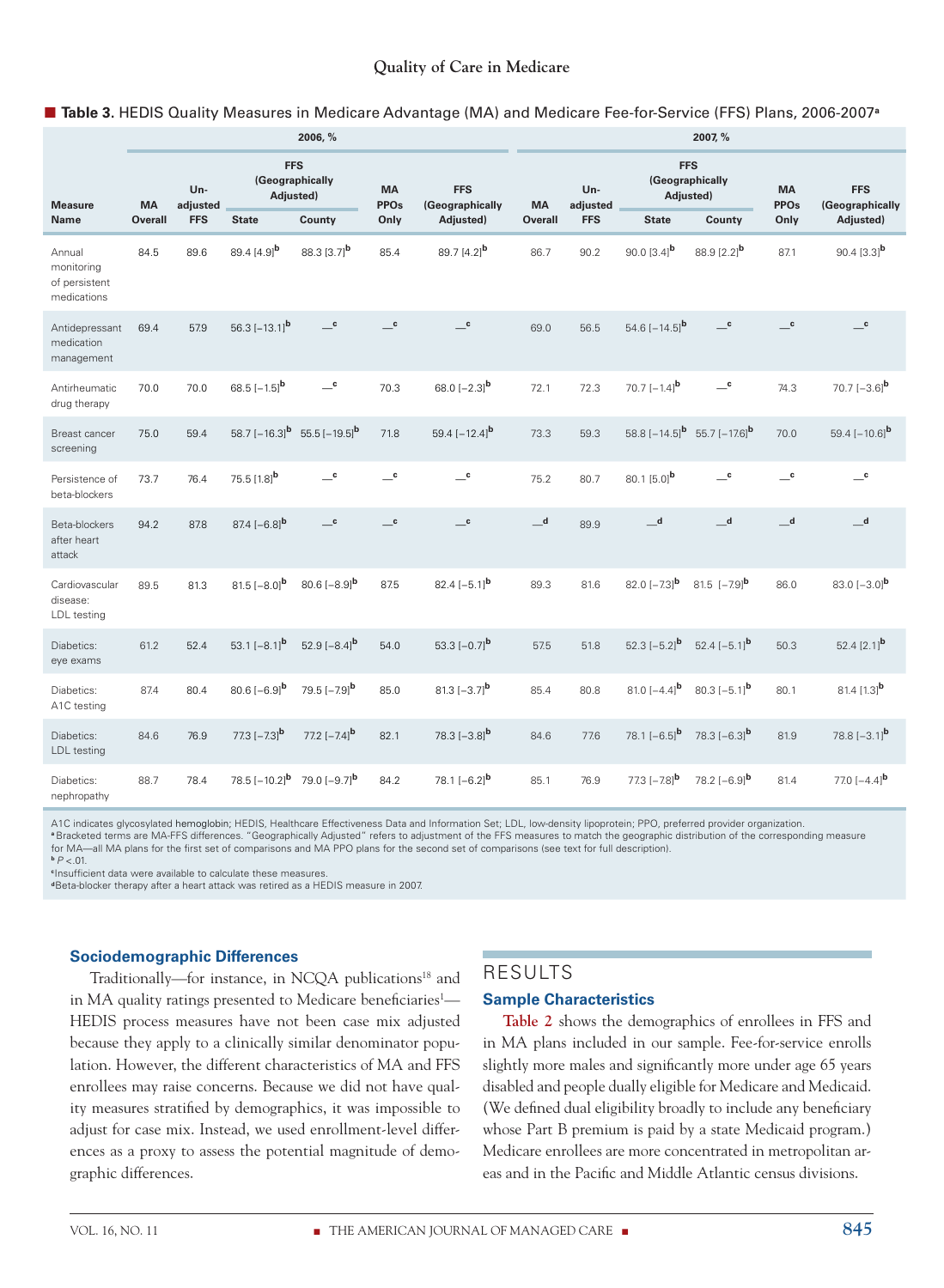**Table 3.** HEDIS Quality Measures in Medicare Advantage (MA) and Medicare Fee-for-Service (FFS) Plans, 2006-2007[a]

| Measure Name | 2006, % | | | | | | 2007, % | | | | | |
|---|---|---|---|---|---|---|---|---|---|---|---|---|
| | MA Overall | Un-adjusted FFS | FFS (Geographically Adjusted) | | MA PPOs Only | FFS (Geographically Adjusted) | MA Overall | Un-adjusted FFS | FFS (Geographically Adjusted) | | MA PPOs Only | FFS (Geographically Adjusted) |
| | | | State | County | | | | | State | County | | |
| Annual monitoring of persistent medications | 84.5 | 89.6 | 89.4 [4.9][b] | 88.3 [3.7][b] | 85.4 | 89.7 [4.2][b] | 86.7 | 90.2 | 90.0 [3.4][b] | 88.9 [2.2][b] | 87.1 | 90.4 [3.3][b] |
| Antidepressant medication management | 69.4 | 57.9 | 56.3 [−13.1][b] | —[c] | —[c] | —[c] | 69.0 | 56.5 | 54.6 [−14.5][b] | —[c] | —[c] | —[c] |
| Antirheumatic drug therapy | 70.0 | 70.0 | 68.5 [−1.5][b] | —[c] | 70.3 | 68.0 [−2.3][b] | 72.1 | 72.3 | 70.7 [−1.4][b] | —[c] | 74.3 | 70.7 [−3.6][b] |
| Breast cancer screening | 75.0 | 59.4 | 58.7 [−16.3][b] | 55.5 [−19.5][b] | 71.8 | 59.4 [−12.4][b] | 73.3 | 59.3 | 58.8 [−14.5][b] | 55.7 [−17.6][b] | 70.0 | 59.4 [−10.6][b] |
| Persistence of beta-blockers | 73.7 | 76.4 | 75.5 [1.8][b] | —[c] | —[c] | —[c] | 75.2 | 80.7 | 80.1 [5.0][b] | —[c] | —[c] | —[c] |
| Beta-blockers after heart attack | 94.2 | 87.8 | 87.4 [−6.8][b] | —[c] | —[c] | —[c] | —[d] | 89.9 | —[d] | —[d] | —[d] | —[d] |
| Cardiovascular disease: LDL testing | 89.5 | 81.3 | 81.5 [−8.0][b] | 80.6 [−8.9][b] | 87.5 | 82.4 [−5.1][b] | 89.3 | 81.6 | 82.0 [−7.3][b] | 81.5 [−7.9][b] | 86.0 | 83.0 [−3.0][b] |
| Diabetics: eye exams | 61.2 | 52.4 | 53.1 [−8.1][b] | 52.9 [−8.4][b] | 54.0 | 53.3 [−0.7][b] | 57.5 | 51.8 | 52.3 [−5.2][b] | 52.4 [−5.1][b] | 50.3 | 52.4 [2.1][b] |
| Diabetics: A1C testing | 87.4 | 80.4 | 80.6 [−6.9][b] | 79.5 [−7.9][b] | 85.0 | 81.3 [−3.7][b] | 85.4 | 80.8 | 81.0 [−4.4][b] | 80.3 [−5.1][b] | 80.1 | 81.4 [1.3][b] |
| Diabetics: LDL testing | 84.6 | 76.9 | 77.3 [−7.3][b] | 77.2 [−7.4][b] | 82.1 | 78.3 [−3.8][b] | 84.6 | 77.6 | 78.1 [−6.5][b] | 78.3 [−6.3][b] | 81.9 | 78.8 [−3.1][b] |
| Diabetics: nephropathy | 88.7 | 78.4 | 78.5 [−10.2][b] | 79.0 [−9.7][b] | 84.2 | 78.1 [−6.2][b] | 85.1 | 76.9 | 77.3 [−7.8][b] | 78.2 [−6.9][b] | 81.4 | 77.0 [−4.4][b] |

A1C indicates glycosylated hemoglobin; HEDIS, Healthcare Effectiveness Data and Information Set; LDL, low-density lipoprotein; PPO, preferred provider organization.
[a]Bracketed terms are MA-FFS differences. "Geographically Adjusted" refers to adjustment of the FFS measures to match the geographic distribution of the corresponding measure for MA—all MA plans for the first set of comparisons and MA PPO plans for the second set of comparisons (see text for full description).
[b]$P < .01$.
[c]Insufficient data were available to calculate these measures.
[d]Beta-blocker therapy after a heart attack was retired as a HEDIS measure in 2007.

### Sociodemographic Differences

Traditionally—for instance, in NCQA publications[18] and in MA quality ratings presented to Medicare beneficiaries[1]—HEDIS process measures have not been case mix adjusted because they apply to a clinically similar denominator population. However, the different characteristics of MA and FFS enrollees may raise concerns. Because we did not have quality measures stratified by demographics, it was impossible to adjust for case mix. Instead, we used enrollment-level differences as a proxy to assess the potential magnitude of demographic differences.

## RESULTS

### Sample Characteristics

Table 2 shows the demographics of enrollees in FFS and in MA plans included in our sample. Fee-for-service enrolls slightly more males and significantly more under age 65 years disabled and people dually eligible for Medicare and Medicaid. (We defined dual eligibility broadly to include any beneficiary whose Part B premium is paid by a state Medicaid program.) Medicare enrollees are more concentrated in metropolitan areas and in the Pacific and Middle Atlantic census divisions.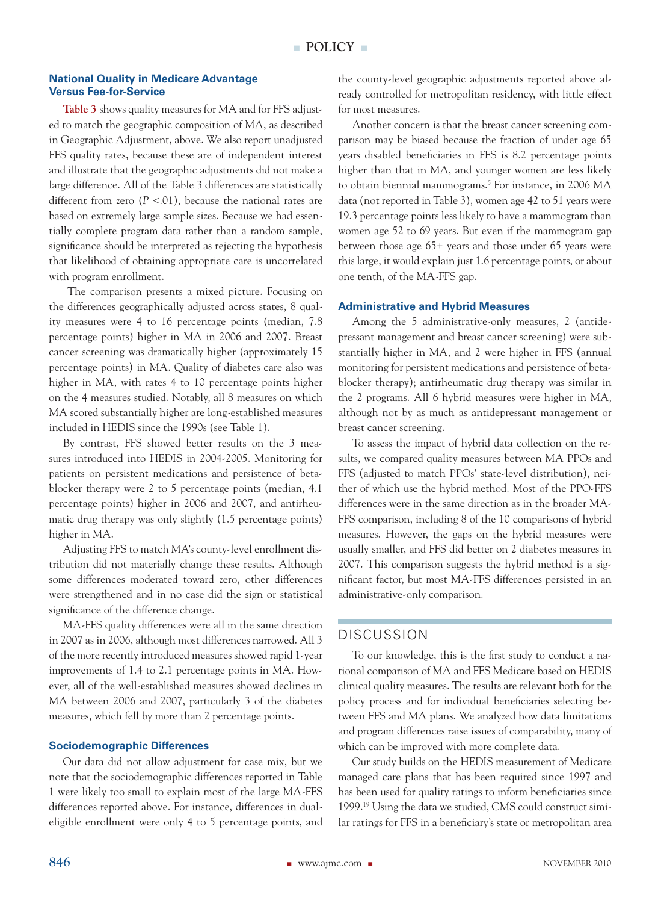### National Quality in Medicare Advantage Versus Fee-for-Service

Table 3 shows quality measures for MA and for FFS adjusted to match the geographic composition of MA, as described in Geographic Adjustment, above. We also report unadjusted FFS quality rates, because these are of independent interest and illustrate that the geographic adjustments did not make a large difference. All of the Table 3 differences are statistically different from zero ($P$ <.01), because the national rates are based on extremely large sample sizes. Because we had essentially complete program data rather than a random sample, significance should be interpreted as rejecting the hypothesis that likelihood of obtaining appropriate care is uncorrelated with program enrollment.

The comparison presents a mixed picture. Focusing on the differences geographically adjusted across states, 8 quality measures were 4 to 16 percentage points (median, 7.8 percentage points) higher in MA in 2006 and 2007. Breast cancer screening was dramatically higher (approximately 15 percentage points) in MA. Quality of diabetes care also was higher in MA, with rates 4 to 10 percentage points higher on the 4 measures studied. Notably, all 8 measures on which MA scored substantially higher are long-established measures included in HEDIS since the 1990s (see Table 1).

By contrast, FFS showed better results on the 3 measures introduced into HEDIS in 2004-2005. Monitoring for patients on persistent medications and persistence of beta-blocker therapy were 2 to 5 percentage points (median, 4.1 percentage points) higher in 2006 and 2007, and antirheumatic drug therapy was only slightly (1.5 percentage points) higher in MA.

Adjusting FFS to match MA's county-level enrollment distribution did not materially change these results. Although some differences moderated toward zero, other differences were strengthened and in no case did the sign or statistical significance of the difference change.

MA-FFS quality differences were all in the same direction in 2007 as in 2006, although most differences narrowed. All 3 of the more recently introduced measures showed rapid 1-year improvements of 1.4 to 2.1 percentage points in MA. However, all of the well-established measures showed declines in MA between 2006 and 2007, particularly 3 of the diabetes measures, which fell by more than 2 percentage points.

### Sociodemographic Differences

Our data did not allow adjustment for case mix, but we note that the sociodemographic differences reported in Table 1 were likely too small to explain most of the large MA-FFS differences reported above. For instance, differences in dual-eligible enrollment were only 4 to 5 percentage points, and the county-level geographic adjustments reported above already controlled for metropolitan residency, with little effect for most measures.

Another concern is that the breast cancer screening comparison may be biased because the fraction of under age 65 years disabled beneficiaries in FFS is 8.2 percentage points higher than that in MA, and younger women are less likely to obtain biennial mammograms.[5] For instance, in 2006 MA data (not reported in Table 3), women age 42 to 51 years were 19.3 percentage points less likely to have a mammogram than women age 52 to 69 years. But even if the mammogram gap between those age 65+ years and those under 65 years were this large, it would explain just 1.6 percentage points, or about one tenth, of the MA-FFS gap.

### Administrative and Hybrid Measures

Among the 5 administrative-only measures, 2 (antidepressant management and breast cancer screening) were substantially higher in MA, and 2 were higher in FFS (annual monitoring for persistent medications and persistence of beta-blocker therapy); antirheumatic drug therapy was similar in the 2 programs. All 6 hybrid measures were higher in MA, although not by as much as antidepressant management or breast cancer screening.

To assess the impact of hybrid data collection on the results, we compared quality measures between MA PPOs and FFS (adjusted to match PPOs' state-level distribution), neither of which use the hybrid method. Most of the PPO-FFS differences were in the same direction as in the broader MA-FFS comparison, including 8 of the 10 comparisons of hybrid measures. However, the gaps on the hybrid measures were usually smaller, and FFS did better on 2 diabetes measures in 2007. This comparison suggests the hybrid method is a significant factor, but most MA-FFS differences persisted in an administrative-only comparison.

## DISCUSSION

To our knowledge, this is the first study to conduct a national comparison of MA and FFS Medicare based on HEDIS clinical quality measures. The results are relevant both for the policy process and for individual beneficiaries selecting between FFS and MA plans. We analyzed how data limitations and program differences raise issues of comparability, many of which can be improved with more complete data.

Our study builds on the HEDIS measurement of Medicare managed care plans that has been required since 1997 and has been used for quality ratings to inform beneficiaries since 1999.[19] Using the data we studied, CMS could construct similar ratings for FFS in a beneficiary's state or metropolitan area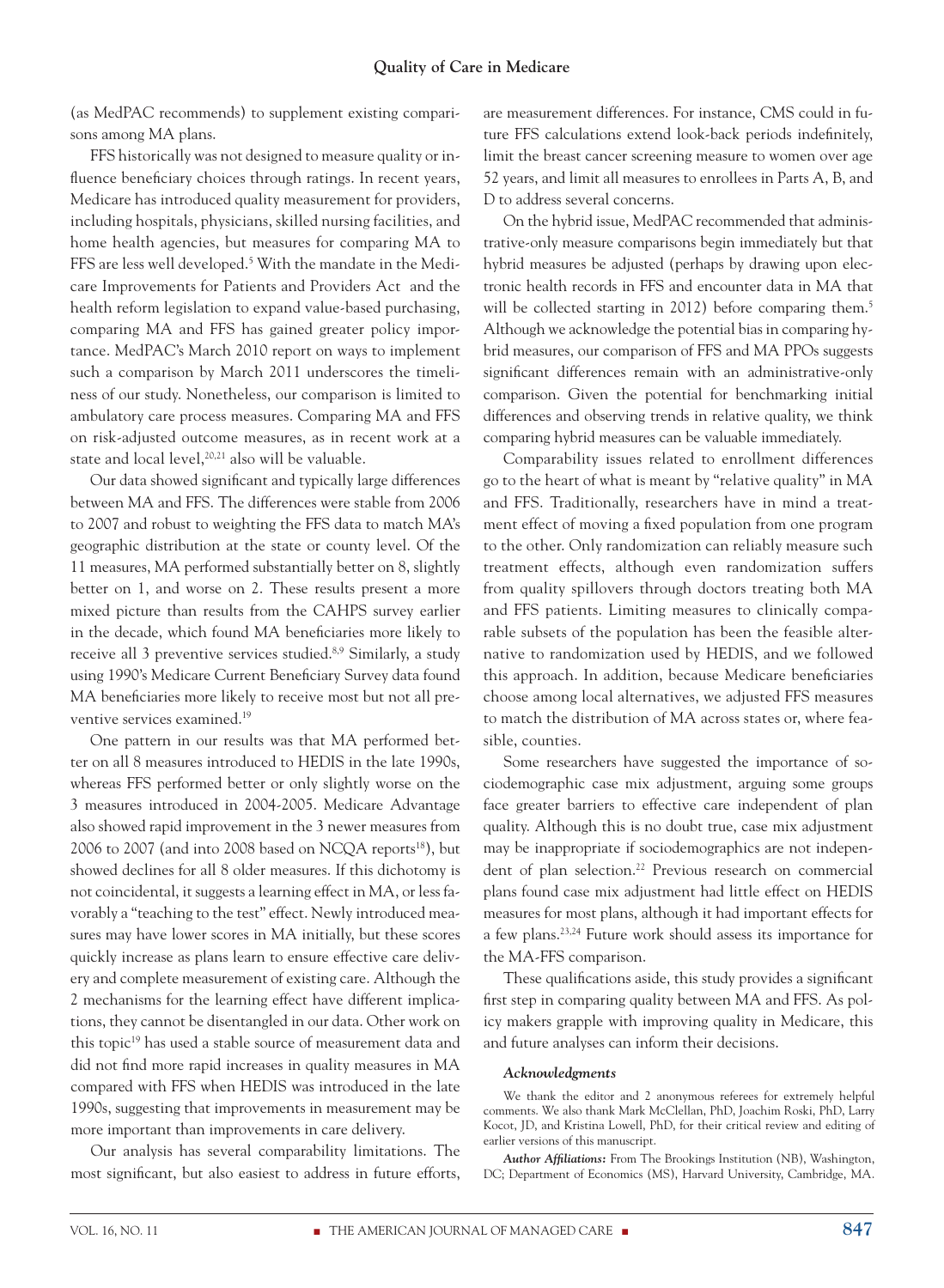(as MedPAC recommends) to supplement existing comparisons among MA plans.

FFS historically was not designed to measure quality or influence beneficiary choices through ratings. In recent years, Medicare has introduced quality measurement for providers, including hospitals, physicians, skilled nursing facilities, and home health agencies, but measures for comparing MA to FFS are less well developed.[5] With the mandate in the Medicare Improvements for Patients and Providers Act and the health reform legislation to expand value-based purchasing, comparing MA and FFS has gained greater policy importance. MedPAC's March 2010 report on ways to implement such a comparison by March 2011 underscores the timeliness of our study. Nonetheless, our comparison is limited to ambulatory care process measures. Comparing MA and FFS on risk-adjusted outcome measures, as in recent work at a state and local level,[20,21] also will be valuable.

Our data showed significant and typically large differences between MA and FFS. The differences were stable from 2006 to 2007 and robust to weighting the FFS data to match MA's geographic distribution at the state or county level. Of the 11 measures, MA performed substantially better on 8, slightly better on 1, and worse on 2. These results present a more mixed picture than results from the CAHPS survey earlier in the decade, which found MA beneficiaries more likely to receive all 3 preventive services studied.[8,9] Similarly, a study using 1990's Medicare Current Beneficiary Survey data found MA beneficiaries more likely to receive most but not all preventive services examined.[19]

One pattern in our results was that MA performed better on all 8 measures introduced to HEDIS in the late 1990s, whereas FFS performed better or only slightly worse on the 3 measures introduced in 2004-2005. Medicare Advantage also showed rapid improvement in the 3 newer measures from 2006 to 2007 (and into 2008 based on NCQA reports[18]), but showed declines for all 8 older measures. If this dichotomy is not coincidental, it suggests a learning effect in MA, or less favorably a "teaching to the test" effect. Newly introduced measures may have lower scores in MA initially, but these scores quickly increase as plans learn to ensure effective care delivery and complete measurement of existing care. Although the 2 mechanisms for the learning effect have different implications, they cannot be disentangled in our data. Other work on this topic[19] has used a stable source of measurement data and did not find more rapid increases in quality measures in MA compared with FFS when HEDIS was introduced in the late 1990s, suggesting that improvements in measurement may be more important than improvements in care delivery.

Our analysis has several comparability limitations. The most significant, but also easiest to address in future efforts, are measurement differences. For instance, CMS could in future FFS calculations extend look-back periods indefinitely, limit the breast cancer screening measure to women over age 52 years, and limit all measures to enrollees in Parts A, B, and D to address several concerns.

On the hybrid issue, MedPAC recommended that administrative-only measure comparisons begin immediately but that hybrid measures be adjusted (perhaps by drawing upon electronic health records in FFS and encounter data in MA that will be collected starting in 2012) before comparing them.[5] Although we acknowledge the potential bias in comparing hybrid measures, our comparison of FFS and MA PPOs suggests significant differences remain with an administrative-only comparison. Given the potential for benchmarking initial differences and observing trends in relative quality, we think comparing hybrid measures can be valuable immediately.

Comparability issues related to enrollment differences go to the heart of what is meant by "relative quality" in MA and FFS. Traditionally, researchers have in mind a treatment effect of moving a fixed population from one program to the other. Only randomization can reliably measure such treatment effects, although even randomization suffers from quality spillovers through doctors treating both MA and FFS patients. Limiting measures to clinically comparable subsets of the population has been the feasible alternative to randomization used by HEDIS, and we followed this approach. In addition, because Medicare beneficiaries choose among local alternatives, we adjusted FFS measures to match the distribution of MA across states or, where feasible, counties.

Some researchers have suggested the importance of sociodemographic case mix adjustment, arguing some groups face greater barriers to effective care independent of plan quality. Although this is no doubt true, case mix adjustment may be inappropriate if sociodemographics are not independent of plan selection.[22] Previous research on commercial plans found case mix adjustment had little effect on HEDIS measures for most plans, although it had important effects for a few plans.[23,24] Future work should assess its importance for the MA-FFS comparison.

These qualifications aside, this study provides a significant first step in comparing quality between MA and FFS. As policy makers grapple with improving quality in Medicare, this and future analyses can inform their decisions.

#### *Acknowledgments*

We thank the editor and 2 anonymous referees for extremely helpful comments. We also thank Mark McClellan, PhD, Joachim Roski, PhD, Larry Kocot, JD, and Kristina Lowell, PhD, for their critical review and editing of earlier versions of this manuscript.

***Author Affiliations:*** From The Brookings Institution (NB), Washington, DC; Department of Economics (MS), Harvard University, Cambridge, MA.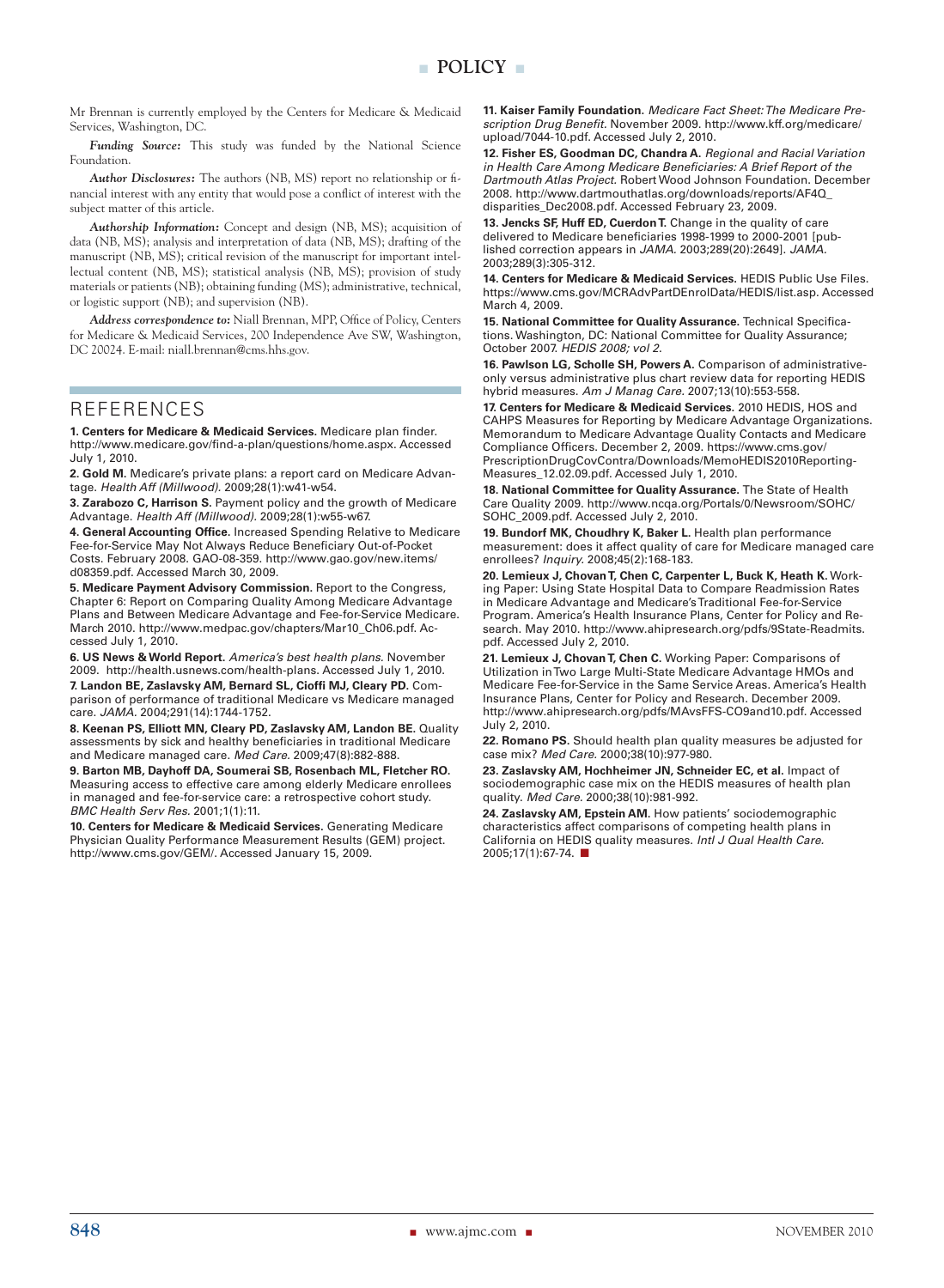Mr Brennan is currently employed by the Centers for Medicare & Medicaid Services, Washington, DC.

***Funding Source:*** This study was funded by the National Science Foundation.

***Author Disclosures:*** The authors (NB, MS) report no relationship or financial interest with any entity that would pose a conflict of interest with the subject matter of this article.

***Authorship Information:*** Concept and design (NB, MS); acquisition of data (NB, MS); analysis and interpretation of data (NB, MS); drafting of the manuscript (NB, MS); critical revision of the manuscript for important intellectual content (NB, MS); statistical analysis (NB, MS); provision of study materials or patients (NB); obtaining funding (MS); administrative, technical, or logistic support (NB); and supervision (NB).

***Address correspondence to:*** Niall Brennan, MPP, Office of Policy, Centers for Medicare & Medicaid Services, 200 Independence Ave SW, Washington, DC 20024. E-mail: niall.brennan@cms.hhs.gov.

## REFERENCES

**1. Centers for Medicare & Medicaid Services.** Medicare plan finder. http://www.medicare.gov/find-a-plan/questions/home.aspx. Accessed July 1, 2010.

**2. Gold M.** Medicare's private plans: a report card on Medicare Advantage. *Health Aff (Millwood).* 2009;28(1):w41-w54.

**3. Zarabozo C, Harrison S.** Payment policy and the growth of Medicare Advantage. *Health Aff (Millwood).* 2009;28(1):w55-w67.

**4. General Accounting Office.** Increased Spending Relative to Medicare Fee-for-Service May Not Always Reduce Beneficiary Out-of-Pocket Costs. February 2008. GAO-08-359. http://www.gao.gov/new.items/d08359.pdf. Accessed March 30, 2009.

**5. Medicare Payment Advisory Commission.** Report to the Congress, Chapter 6: Report on Comparing Quality Among Medicare Advantage Plans and Between Medicare Advantage and Fee-for-Service Medicare. March 2010. http://www.medpac.gov/chapters/Mar10_Ch06.pdf. Accessed July 1, 2010.

**6. US News & World Report.** *America's best health plans.* November 2009. http://health.usnews.com/health-plans. Accessed July 1, 2010.

**7. Landon BE, Zaslavsky AM, Bernard SL, Cioffi MJ, Cleary PD.** Comparison of performance of traditional Medicare vs Medicare managed care. *JAMA.* 2004;291(14):1744-1752.

**8. Keenan PS, Elliott MN, Cleary PD, Zaslavsky AM, Landon BE.** Quality assessments by sick and healthy beneficiaries in traditional Medicare and Medicare managed care. *Med Care.* 2009;47(8):882-888.

**9. Barton MB, Dayhoff DA, Soumerai SB, Rosenbach ML, Fletcher RO.** Measuring access to effective care among elderly Medicare enrollees in managed and fee-for-service care: a retrospective cohort study. *BMC Health Serv Res.* 2001;1(1):11.

**10. Centers for Medicare & Medicaid Services.** Generating Medicare Physician Quality Performance Measurement Results (GEM) project. http://www.cms.gov/GEM/. Accessed January 15, 2009.

**11. Kaiser Family Foundation.** *Medicare Fact Sheet: The Medicare Prescription Drug Benefit.* November 2009. http://www.kff.org/medicare/upload/7044-10.pdf. Accessed July 2, 2010.

**12. Fisher ES, Goodman DC, Chandra A.** *Regional and Racial Variation in Health Care Among Medicare Beneficiaries: A Brief Report of the Dartmouth Atlas Project.* Robert Wood Johnson Foundation. December 2008. http://www.dartmouthatlas.org/downloads/reports/AF4Q_disparities_Dec2008.pdf. Accessed February 23, 2009.

**13. Jencks SF, Huff ED, Cuerdon T.** Change in the quality of care delivered to Medicare beneficiaries 1998-1999 to 2000-2001 [published correction appears in *JAMA.* 2003;289(20):2649]. *JAMA.* 2003;289(3):305-312.

**14. Centers for Medicare & Medicaid Services.** HEDIS Public Use Files. https://www.cms.gov/MCRAdvPartDEnrolData/HEDIS/list.asp. Accessed March 4, 2009.

**15. National Committee for Quality Assurance.** Technical Specifications. Washington, DC: National Committee for Quality Assurance; October 2007. *HEDIS 2008; vol 2.*

**16. Pawlson LG, Scholle SH, Powers A.** Comparison of administrative-only versus administrative plus chart review data for reporting HEDIS hybrid measures. *Am J Manag Care.* 2007;13(10):553-558.

**17. Centers for Medicare & Medicaid Services.** 2010 HEDIS, HOS and CAHPS Measures for Reporting by Medicare Advantage Organizations. Memorandum to Medicare Advantage Quality Contacts and Medicare Compliance Officers. December 2, 2009. https://www.cms.gov/PrescriptionDrugCovContra/Downloads/MemoHEDIS2010ReportingMeasures_12.02.09.pdf. Accessed July 1, 2010.

**18. National Committee for Quality Assurance.** The State of Health Care Quality 2009. http://www.ncqa.org/Portals/0/Newsroom/SOHC/SOHC_2009.pdf. Accessed July 2, 2010.

**19. Bundorf MK, Choudhry K, Baker L.** Health plan performance measurement: does it affect quality of care for Medicare managed care enrollees? *Inquiry.* 2008;45(2):168-183.

**20. Lemieux J, Chovan T, Chen C, Carpenter L, Buck K, Heath K.** Working Paper: Using State Hospital Data to Compare Readmission Rates in Medicare Advantage and Medicare's Traditional Fee-for-Service Program. America's Health Insurance Plans, Center for Policy and Research. May 2010. http://www.ahipresearch.org/pdfs/9State-Readmits.pdf. Accessed July 2, 2010.

**21. Lemieux J, Chovan T, Chen C.** Working Paper: Comparisons of Utilization in Two Large Multi-State Medicare Advantage HMOs and Medicare Fee-for-Service in the Same Service Areas. America's Health Insurance Plans, Center for Policy and Research. December 2009. http://www.ahipresearch.org/pdfs/MAvsFFS-CO9and10.pdf. Accessed July 2, 2010.

**22. Romano PS.** Should health plan quality measures be adjusted for case mix? *Med Care.* 2000;38(10):977-980.

**23. Zaslavsky AM, Hochheimer JN, Schneider EC, et al.** Impact of sociodemographic case mix on the HEDIS measures of health plan quality. *Med Care.* 2000;38(10):981-992.

**24. Zaslavsky AM, Epstein AM.** How patients' sociodemographic characteristics affect comparisons of competing health plans in California on HEDIS quality measures. *Intl J Qual Health Care.* 2005;17(1):67-74. ■